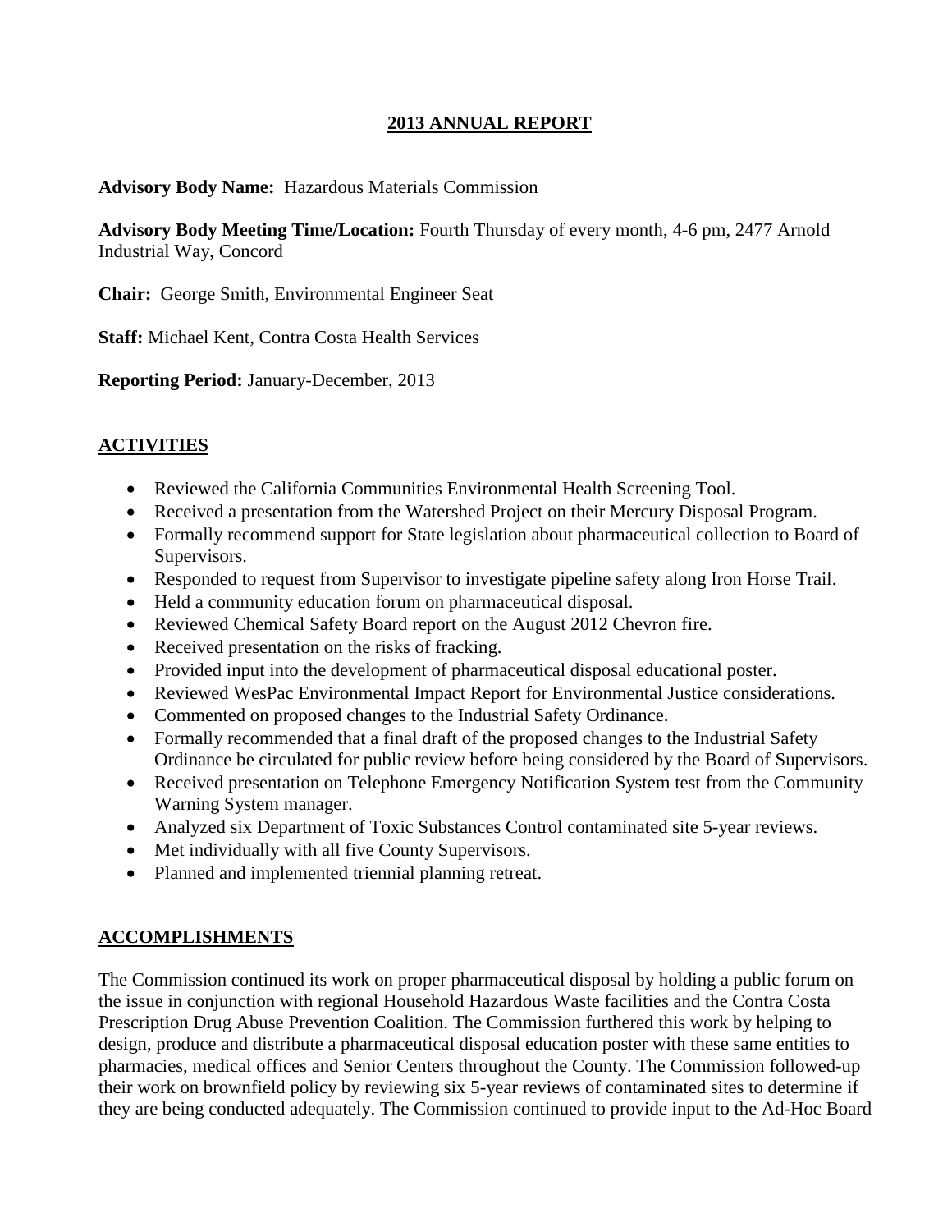# 2013 ANNUAL REPORT

**Advisory Body Name:** Hazardous Materials Commission

**Advisory Body Meeting Time/Location:** Fourth Thursday of every month, 4-6 pm, 2477 Arnold Industrial Way, Concord

**Chair:** George Smith, Environmental Engineer Seat

**Staff:** Michael Kent, Contra Costa Health Services

**Reporting Period:** January-December, 2013

## ACTIVITIES

- Reviewed the California Communities Environmental Health Screening Tool.
- Received a presentation from the Watershed Project on their Mercury Disposal Program.
- Formally recommend support for State legislation about pharmaceutical collection to Board of Supervisors.
- Responded to request from Supervisor to investigate pipeline safety along Iron Horse Trail.
- Held a community education forum on pharmaceutical disposal.
- Reviewed Chemical Safety Board report on the August 2012 Chevron fire.
- Received presentation on the risks of fracking.
- Provided input into the development of pharmaceutical disposal educational poster.
- Reviewed WesPac Environmental Impact Report for Environmental Justice considerations.
- Commented on proposed changes to the Industrial Safety Ordinance.
- Formally recommended that a final draft of the proposed changes to the Industrial Safety Ordinance be circulated for public review before being considered by the Board of Supervisors.
- Received presentation on Telephone Emergency Notification System test from the Community Warning System manager.
- Analyzed six Department of Toxic Substances Control contaminated site 5-year reviews.
- Met individually with all five County Supervisors.
- Planned and implemented triennial planning retreat.

## ACCOMPLISHMENTS

The Commission continued its work on proper pharmaceutical disposal by holding a public forum on the issue in conjunction with regional Household Hazardous Waste facilities and the Contra Costa Prescription Drug Abuse Prevention Coalition. The Commission furthered this work by helping to design, produce and distribute a pharmaceutical disposal education poster with these same entities to pharmacies, medical offices and Senior Centers throughout the County. The Commission followed-up their work on brownfield policy by reviewing six 5-year reviews of contaminated sites to determine if they are being conducted adequately. The Commission continued to provide input to the Ad-Hoc Board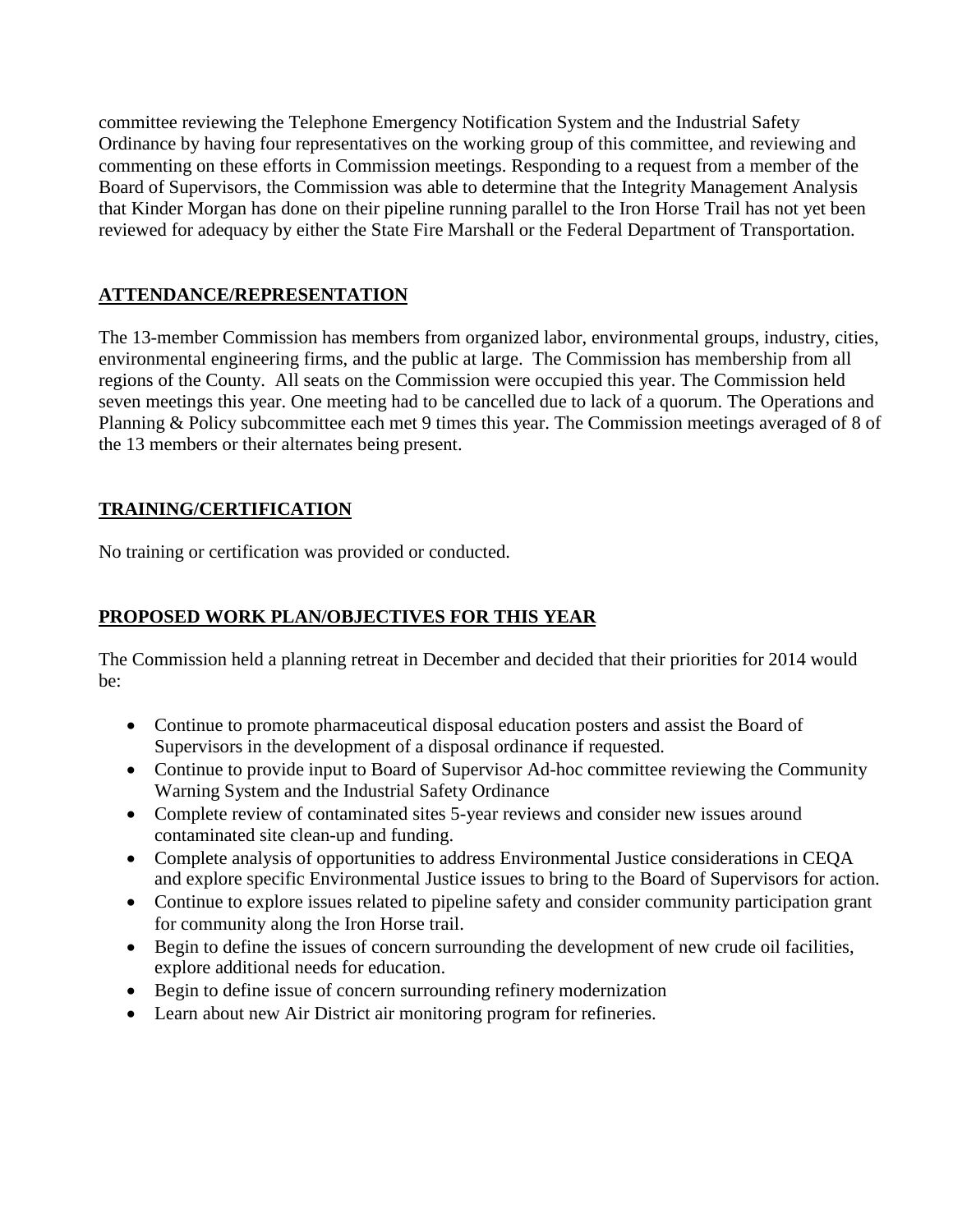committee reviewing the Telephone Emergency Notification System and the Industrial Safety Ordinance by having four representatives on the working group of this committee, and reviewing and commenting on these efforts in Commission meetings. Responding to a request from a member of the Board of Supervisors, the Commission was able to determine that the Integrity Management Analysis that Kinder Morgan has done on their pipeline running parallel to the Iron Horse Trail has not yet been reviewed for adequacy by either the State Fire Marshall or the Federal Department of Transportation.

## ATTENDANCE/REPRESENTATION

The 13-member Commission has members from organized labor, environmental groups, industry, cities, environmental engineering firms, and the public at large. The Commission has membership from all regions of the County. All seats on the Commission were occupied this year. The Commission held seven meetings this year. One meeting had to be cancelled due to lack of a quorum. The Operations and Planning & Policy subcommittee each met 9 times this year. The Commission meetings averaged of 8 of the 13 members or their alternates being present.

## TRAINING/CERTIFICATION

No training or certification was provided or conducted.

## PROPOSED WORK PLAN/OBJECTIVES FOR THIS YEAR

The Commission held a planning retreat in December and decided that their priorities for 2014 would be:

- Continue to promote pharmaceutical disposal education posters and assist the Board of Supervisors in the development of a disposal ordinance if requested.
- Continue to provide input to Board of Supervisor Ad-hoc committee reviewing the Community Warning System and the Industrial Safety Ordinance
- Complete review of contaminated sites 5-year reviews and consider new issues around contaminated site clean-up and funding.
- Complete analysis of opportunities to address Environmental Justice considerations in CEQA and explore specific Environmental Justice issues to bring to the Board of Supervisors for action.
- Continue to explore issues related to pipeline safety and consider community participation grant for community along the Iron Horse trail.
- Begin to define the issues of concern surrounding the development of new crude oil facilities, explore additional needs for education.
- Begin to define issue of concern surrounding refinery modernization
- Learn about new Air District air monitoring program for refineries.